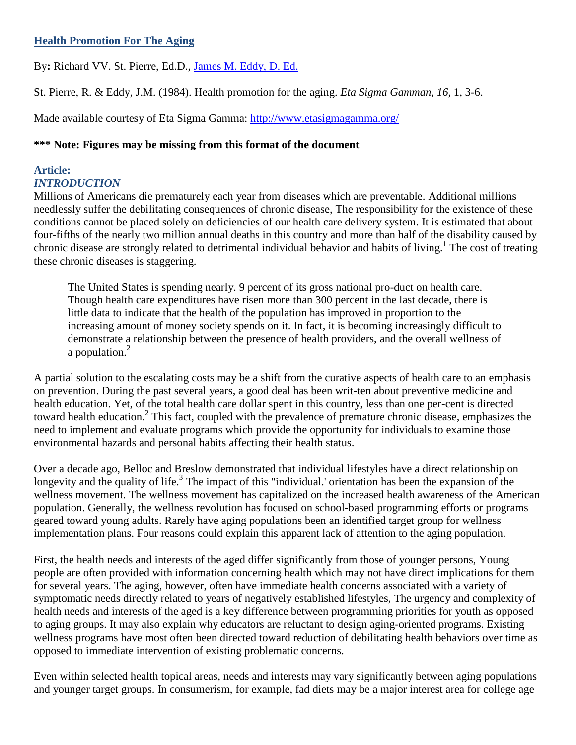# Health Promotion For The Aging

By**:** Richard VV. St. Pierre, Ed.D., James M. Eddy, D. Ed.

St. Pierre, R. & Eddy, J.M. (1984). Health promotion for the aging. *Eta Sigma Gamman, 16*, 1, 3-6.

Made available courtesy of Eta Sigma Gamma: http://www.etasigmagamma.org/

**\*\*\* Note: Figures may be missing from this format of the document**

## Article:

### *INTRODUCTION*

Millions of Americans die prematurely each year from diseases which are preventable. Additional millions needlessly suffer the debilitating consequences of chronic disease, The responsibility for the existence of these conditions cannot be placed solely on deficiencies of our health care delivery system. It is estimated that about four-fifths of the nearly two million annual deaths in this country and more than half of the disability caused by chronic disease are strongly related to detrimental individual behavior and habits of living.[1] The cost of treating these chronic diseases is staggering.

> The United States is spending nearly. 9 percent of its gross national pro-duct on health care. Though health care expenditures have risen more than 300 percent in the last decade, there is little data to indicate that the health of the population has improved in proportion to the increasing amount of money society spends on it. In fact, it is becoming increasingly difficult to demonstrate a relationship between the presence of health providers, and the overall wellness of a population.[2]

A partial solution to the escalating costs may be a shift from the curative aspects of health care to an emphasis on prevention. During the past several years, a good deal has been writ-ten about preventive medicine and health education. Yet, of the total health care dollar spent in this country, less than one per-cent is directed toward health education.[2] This fact, coupled with the prevalence of premature chronic disease, emphasizes the need to implement and evaluate programs which provide the opportunity for individuals to examine those environmental hazards and personal habits affecting their health status.

Over a decade ago, Belloc and Breslow demonstrated that individual lifestyles have a direct relationship on longevity and the quality of life.[3] The impact of this "individual.' orientation has been the expansion of the wellness movement. The wellness movement has capitalized on the increased health awareness of the American population. Generally, the wellness revolution has focused on school-based programming efforts or programs geared toward young adults. Rarely have aging populations been an identified target group for wellness implementation plans. Four reasons could explain this apparent lack of attention to the aging population.

First, the health needs and interests of the aged differ significantly from those of younger persons, Young people are often provided with information concerning health which may not have direct implications for them for several years. The aging, however, often have immediate health concerns associated with a variety of symptomatic needs directly related to years of negatively established lifestyles, The urgency and complexity of health needs and interests of the aged is a key difference between programming priorities for youth as opposed to aging groups. It may also explain why educators are reluctant to design aging-oriented programs. Existing wellness programs have most often been directed toward reduction of debilitating health behaviors over time as opposed to immediate intervention of existing problematic concerns.

Even within selected health topical areas, needs and interests may vary significantly between aging populations and younger target groups. In consumerism, for example, fad diets may be a major interest area for college age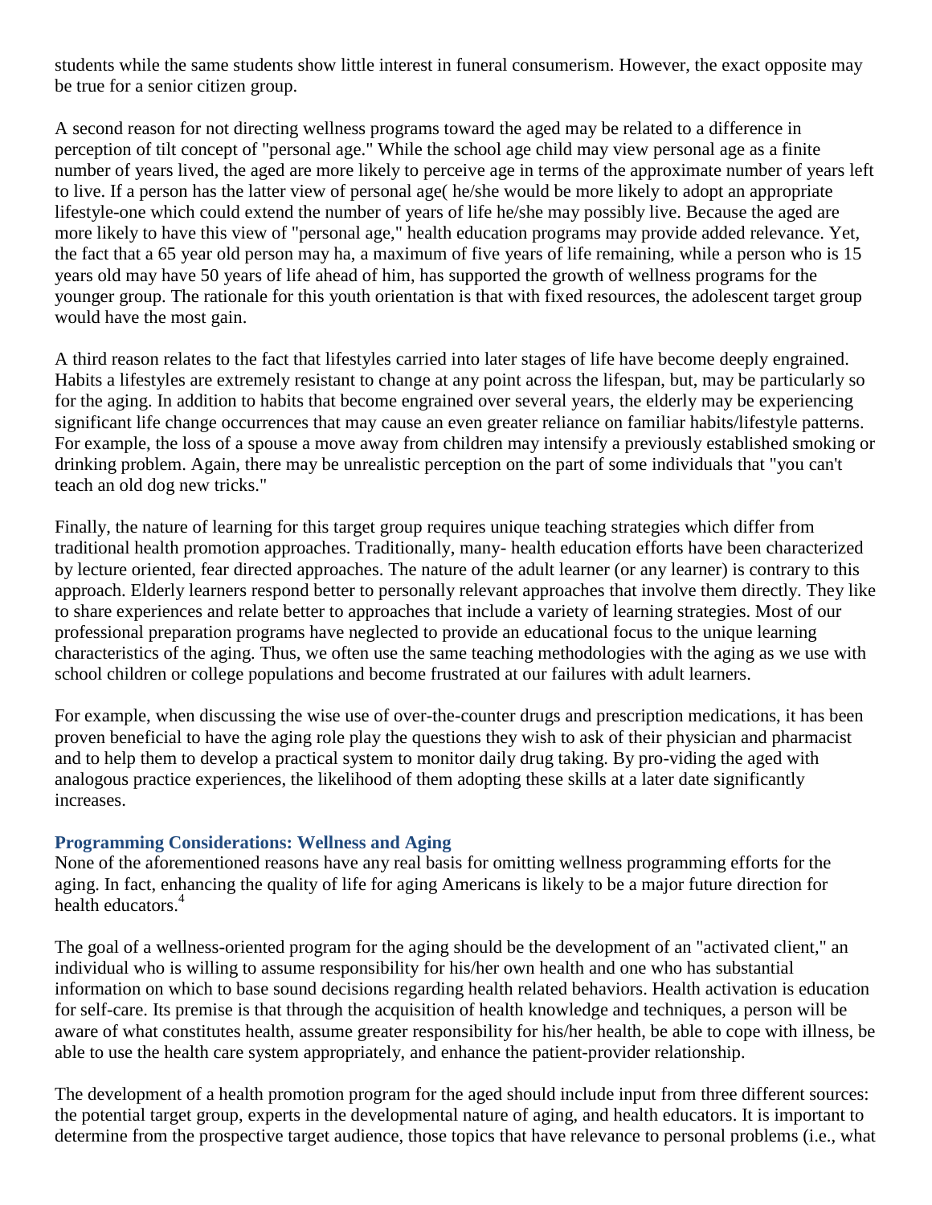students while the same students show little interest in funeral consumerism. However, the exact opposite may be true for a senior citizen group.

A second reason for not directing wellness programs toward the aged may be related to a difference in perception of tilt concept of "personal age." While the school age child may view personal age as a finite number of years lived, the aged are more likely to perceive age in terms of the approximate number of years left to live. If a person has the latter view of personal age( he/she would be more likely to adopt an appropriate lifestyle-one which could extend the number of years of life he/she may possibly live. Because the aged are more likely to have this view of "personal age," health education programs may provide added relevance. Yet, the fact that a 65 year old person may ha, a maximum of five years of life remaining, while a person who is 15 years old may have 50 years of life ahead of him, has supported the growth of wellness programs for the younger group. The rationale for this youth orientation is that with fixed resources, the adolescent target group would have the most gain.

A third reason relates to the fact that lifestyles carried into later stages of life have become deeply engrained. Habits a lifestyles are extremely resistant to change at any point across the lifespan, but, may be particularly so for the aging. In addition to habits that become engrained over several years, the elderly may be experiencing significant life change occurrences that may cause an even greater reliance on familiar habits/lifestyle patterns. For example, the loss of a spouse a move away from children may intensify a previously established smoking or drinking problem. Again, there may be unrealistic perception on the part of some individuals that "you can't teach an old dog new tricks."

Finally, the nature of learning for this target group requires unique teaching strategies which differ from traditional health promotion approaches. Traditionally, many- health education efforts have been characterized by lecture oriented, fear directed approaches. The nature of the adult learner (or any learner) is contrary to this approach. Elderly learners respond better to personally relevant approaches that involve them directly. They like to share experiences and relate better to approaches that include a variety of learning strategies. Most of our professional preparation programs have neglected to provide an educational focus to the unique learning characteristics of the aging. Thus, we often use the same teaching methodologies with the aging as we use with school children or college populations and become frustrated at our failures with adult learners.

For example, when discussing the wise use of over-the-counter drugs and prescription medications, it has been proven beneficial to have the aging role play the questions they wish to ask of their physician and pharmacist and to help them to develop a practical system to monitor daily drug taking. By pro-viding the aged with analogous practice experiences, the likelihood of them adopting these skills at a later date significantly increases.

### Programming Considerations: Wellness and Aging

None of the aforementioned reasons have any real basis for omitting wellness programming efforts for the aging. In fact, enhancing the quality of life for aging Americans is likely to be a major future direction for health educators.[4]

The goal of a wellness-oriented program for the aging should be the development of an "activated client," an individual who is willing to assume responsibility for his/her own health and one who has substantial information on which to base sound decisions regarding health related behaviors. Health activation is education for self-care. Its premise is that through the acquisition of health knowledge and techniques, a person will be aware of what constitutes health, assume greater responsibility for his/her health, be able to cope with illness, be able to use the health care system appropriately, and enhance the patient-provider relationship.

The development of a health promotion program for the aged should include input from three different sources: the potential target group, experts in the developmental nature of aging, and health educators. It is important to determine from the prospective target audience, those topics that have relevance to personal problems (i.e., what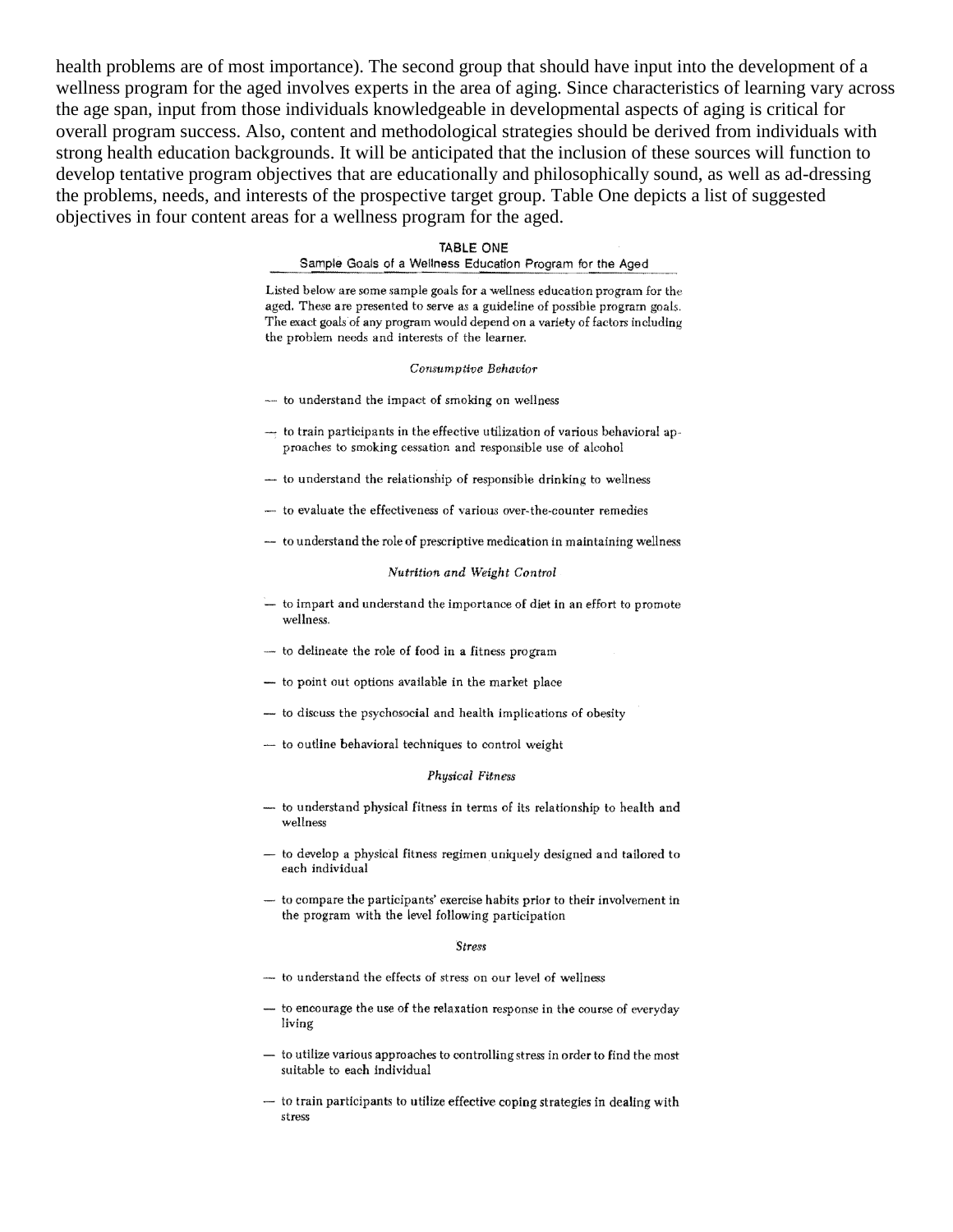health problems are of most importance). The second group that should have input into the development of a wellness program for the aged involves experts in the area of aging. Since characteristics of learning vary across the age span, input from those individuals knowledgeable in developmental aspects of aging is critical for overall program success. Also, content and methodological strategies should be derived from individuals with strong health education backgrounds. It will be anticipated that the inclusion of these sources will function to develop tentative program objectives that are educationally and philosophically sound, as well as ad-dressing the problems, needs, and interests of the prospective target group. Table One depicts a list of suggested objectives in four content areas for a wellness program for the aged.

**TABLE ONE**

**Sample Goals of a Wellness Education Program for the Aged**

Listed below are some sample goals for a wellness education program for the aged. These are presented to serve as a guideline of possible program goals. The exact goals of any program would depend on a variety of factors including the problem needs and interests of the learner.

*Consumptive Behavior*

— to understand the impact of smoking on wellness

— to train participants in the effective utilization of various behavioral approaches to smoking cessation and responsible use of alcohol

— to understand the relationship of responsible drinking to wellness

— to evaluate the effectiveness of various over-the-counter remedies

— to understand the role of prescriptive medication in maintaining wellness

*Nutrition and Weight Control*

— to impart and understand the importance of diet in an effort to promote wellness.

— to delineate the role of food in a fitness program

— to point out options available in the market place

— to discuss the psychosocial and health implications of obesity

— to outline behavioral techniques to control weight

*Physical Fitness*

— to understand physical fitness in terms of its relationship to health and wellness

— to develop a physical fitness regimen uniquely designed and tailored to each individual

— to compare the participants' exercise habits prior to their involvement in the program with the level following participation

*Stress*

— to understand the effects of stress on our level of wellness

— to encourage the use of the relaxation response in the course of everyday living

— to utilize various approaches to controlling stress in order to find the most suitable to each individual

— to train participants to utilize effective coping strategies in dealing with stress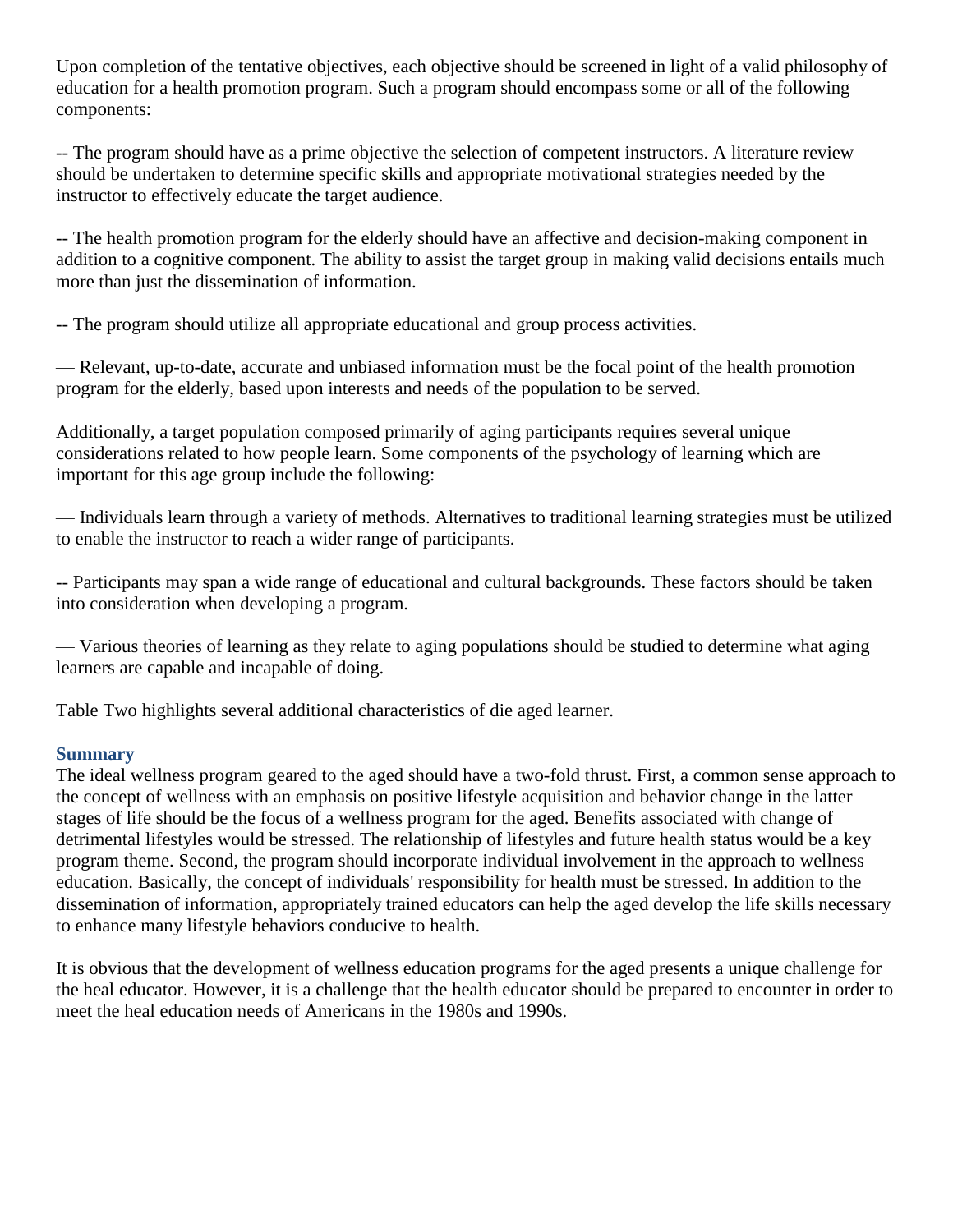Upon completion of the tentative objectives, each objective should be screened in light of a valid philosophy of education for a health promotion program. Such a program should encompass some or all of the following components:

-- The program should have as a prime objective the selection of competent instructors. A literature review should be undertaken to determine specific skills and appropriate motivational strategies needed by the instructor to effectively educate the target audience.

-- The health promotion program for the elderly should have an affective and decision-making component in addition to a cognitive component. The ability to assist the target group in making valid decisions entails much more than just the dissemination of information.

-- The program should utilize all appropriate educational and group process activities.

— Relevant, up-to-date, accurate and unbiased information must be the focal point of the health promotion program for the elderly, based upon interests and needs of the population to be served.

Additionally, a target population composed primarily of aging participants requires several unique considerations related to how people learn. Some components of the psychology of learning which are important for this age group include the following:

— Individuals learn through a variety of methods. Alternatives to traditional learning strategies must be utilized to enable the instructor to reach a wider range of participants.

-- Participants may span a wide range of educational and cultural backgrounds. These factors should be taken into consideration when developing a program.

— Various theories of learning as they relate to aging populations should be studied to determine what aging learners are capable and incapable of doing.

Table Two highlights several additional characteristics of die aged learner.

### Summary

The ideal wellness program geared to the aged should have a two-fold thrust. First, a common sense approach to the concept of wellness with an emphasis on positive lifestyle acquisition and behavior change in the latter stages of life should be the focus of a wellness program for the aged. Benefits associated with change of detrimental lifestyles would be stressed. The relationship of lifestyles and future health status would be a key program theme. Second, the program should incorporate individual involvement in the approach to wellness education. Basically, the concept of individuals' responsibility for health must be stressed. In addition to the dissemination of information, appropriately trained educators can help the aged develop the life skills necessary to enhance many lifestyle behaviors conducive to health.

It is obvious that the development of wellness education programs for the aged presents a unique challenge for the heal educator. However, it is a challenge that the health educator should be prepared to encounter in order to meet the heal education needs of Americans in the 1980s and 1990s.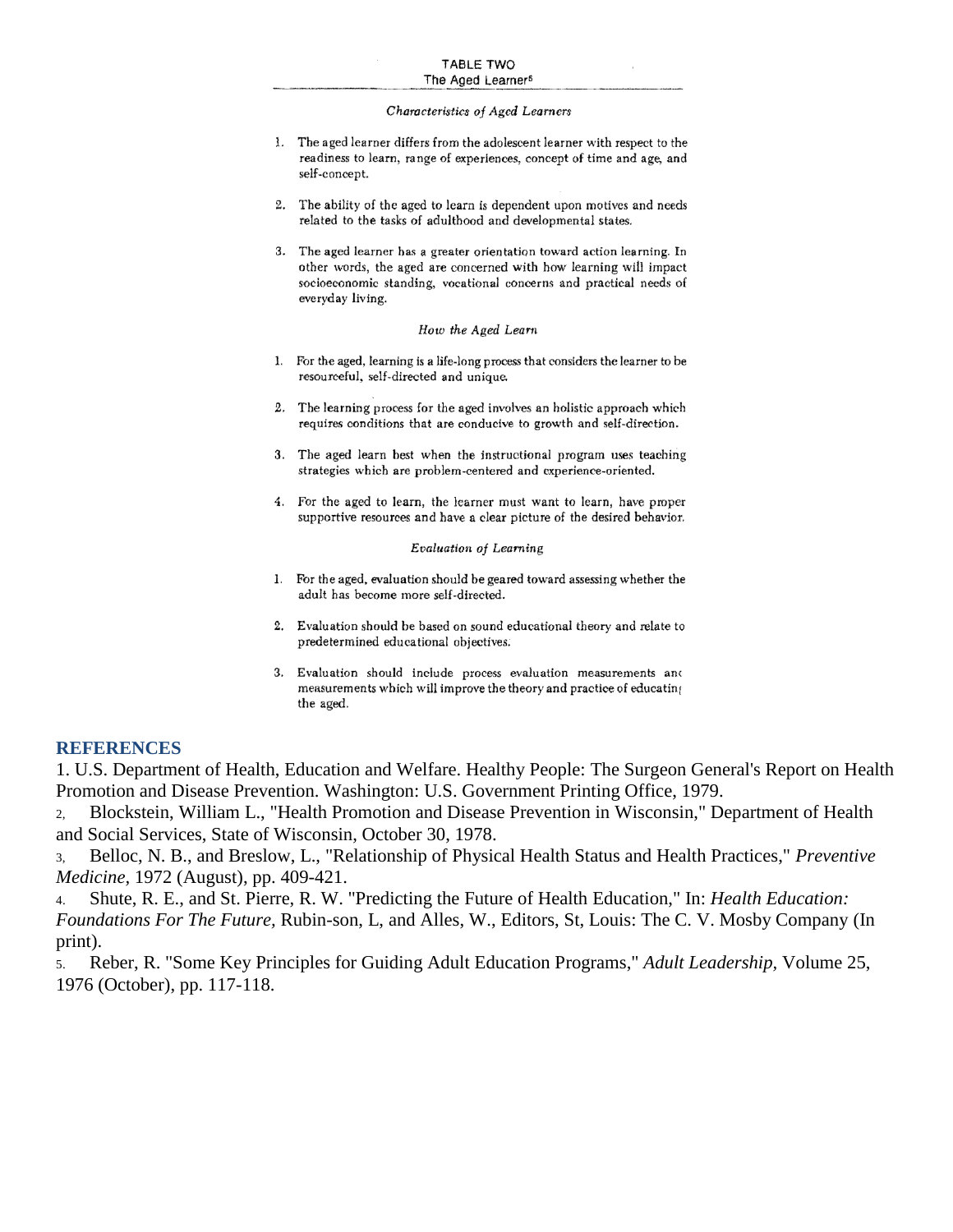TABLE TWO
The Aged Learner[5]

*Characteristics of Aged Learners*

1. The aged learner differs from the adolescent learner with respect to the readiness to learn, range of experiences, concept of time and age, and self-concept.

2. The ability of the aged to learn is dependent upon motives and needs related to the tasks of adulthood and developmental states.

3. The aged learner has a greater orientation toward action learning. In other words, the aged are concerned with how learning will impact socioeconomic standing, vocational concerns and practical needs of everyday living.

*How the Aged Learn*

1. For the aged, learning is a life-long process that considers the learner to be resourceful, self-directed and unique.

2. The learning process for the aged involves an holistic approach which requires conditions that are conducive to growth and self-direction.

3. The aged learn best when the instructional program uses teaching strategies which are problem-centered and experience-oriented.

4. For the aged to learn, the learner must want to learn, have proper supportive resources and have a clear picture of the desired behavior.

*Evaluation of Learning*

1. For the aged, evaluation should be geared toward assessing whether the adult has become more self-directed.

2. Evaluation should be based on sound educational theory and relate to predetermined educational objectives.

3. Evaluation should include process evaluation measurements anc measurements which will improve the theory and practice of educatin; the aged.

## REFERENCES

1. U.S. Department of Health, Education and Welfare. Healthy People: The Surgeon General's Report on Health Promotion and Disease Prevention. Washington: U.S. Government Printing Office, 1979.
2. Blockstein, William L., "Health Promotion and Disease Prevention in Wisconsin," Department of Health and Social Services, State of Wisconsin, October 30, 1978.
3. Belloc, N. B., and Breslow, L., "Relationship of Physical Health Status and Health Practices," *Preventive Medicine*, 1972 (August), pp. 409-421.
4. Shute, R. E., and St. Pierre, R. W. "Predicting the Future of Health Education," In: *Health Education: Foundations For The Future,* Rubin-son, L, and Alles, W., Editors, St, Louis: The C. V. Mosby Company (In print).
5. Reber, R. "Some Key Principles for Guiding Adult Education Programs," *Adult Leadership,* Volume 25, 1976 (October), pp. 117-118.